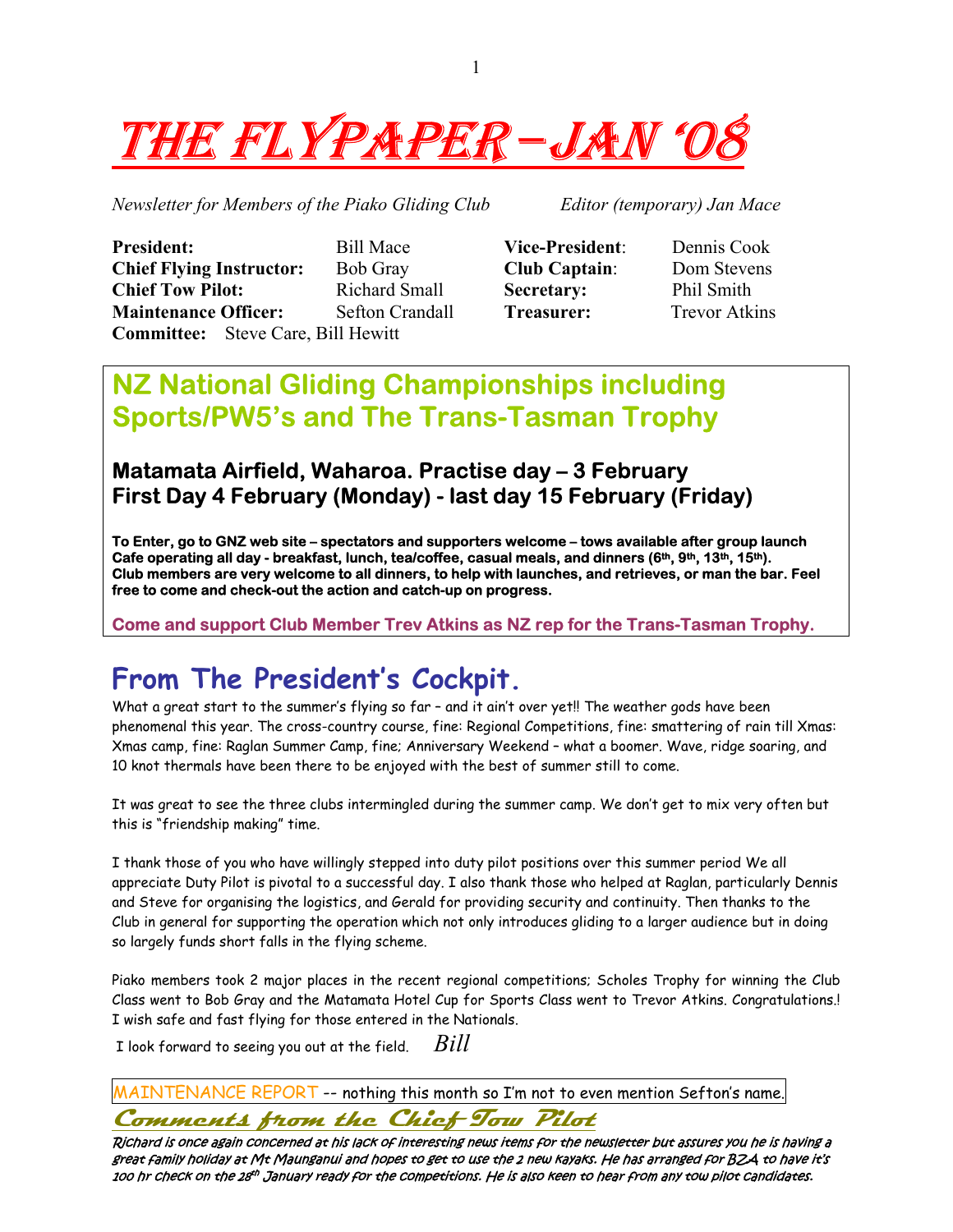# THE FLYPAPER – JAN '08

*Newsletter for Members of the Piako Gliding Club* *Editor (temporary) Jan Mace*

| | | | |
|---|---|---|---|
| **President:** | Bill Mace | **Vice-President**: | Dennis Cook |
| **Chief Flying Instructor:** | Bob Gray | **Club Captain**: | Dom Stevens |
| **Chief Tow Pilot:** | Richard Small | **Secretary:** | Phil Smith |
| **Maintenance Officer:** | Sefton Crandall | **Treasurer:** | Trevor Atkins |

**Committee:** Steve Care, Bill Hewitt

## NZ National Gliding Championships including Sports/PW5's and The Trans-Tasman Trophy

### Matamata Airfield, Waharoa. Practise day – 3 February
### First Day 4 February (Monday) - last day 15 February (Friday)

**To Enter, go to GNZ web site – spectators and supporters welcome – tows available after group launch**
**Cafe operating all day - breakfast, lunch, tea/coffee, casual meals, and dinners (6th, 9th, 13th, 15th).**
**Club members are very welcome to all dinners, to help with launches, and retrieves, or man the bar. Feel free to come and check-out the action and catch-up on progress.**

**Come and support Club Member Trev Atkins as NZ rep for the Trans-Tasman Trophy.**

## From The President's Cockpit.

What a great start to the summer's flying so far – and it ain't over yet!! The weather gods have been phenomenal this year. The cross-country course, fine: Regional Competitions, fine: smattering of rain till Xmas: Xmas camp, fine: Raglan Summer Camp, fine; Anniversary Weekend – what a boomer. Wave, ridge soaring, and 10 knot thermals have been there to be enjoyed with the best of summer still to come.

It was great to see the three clubs intermingled during the summer camp. We don't get to mix very often but this is "friendship making" time.

I thank those of you who have willingly stepped into duty pilot positions over this summer period We all appreciate Duty Pilot is pivotal to a successful day. I also thank those who helped at Raglan, particularly Dennis and Steve for organising the logistics, and Gerald for providing security and continuity. Then thanks to the Club in general for supporting the operation which not only introduces gliding to a larger audience but in doing so largely funds short falls in the flying scheme.

Piako members took 2 major places in the recent regional competitions; Scholes Trophy for winning the Club Class went to Bob Gray and the Matamata Hotel Cup for Sports Class went to Trevor Atkins. Congratulations.! I wish safe and fast flying for those entered in the Nationals.

I look forward to seeing you out at the field. *Bill*

MAINTENANCE REPORT -- nothing this month so I'm not to even mention Sefton's name.

## Comments from the Chief Tow Pilot

*Richard is once again concerned at his lack of interesting news items for the newsletter but assures you he is having a great family holiday at Mt Maunganui and hopes to get to use the 2 new kayaks. He has arranged for BZA to have it's 100 hr check on the 28th January ready for the competitions. He is also keen to hear from any tow pilot candidates.*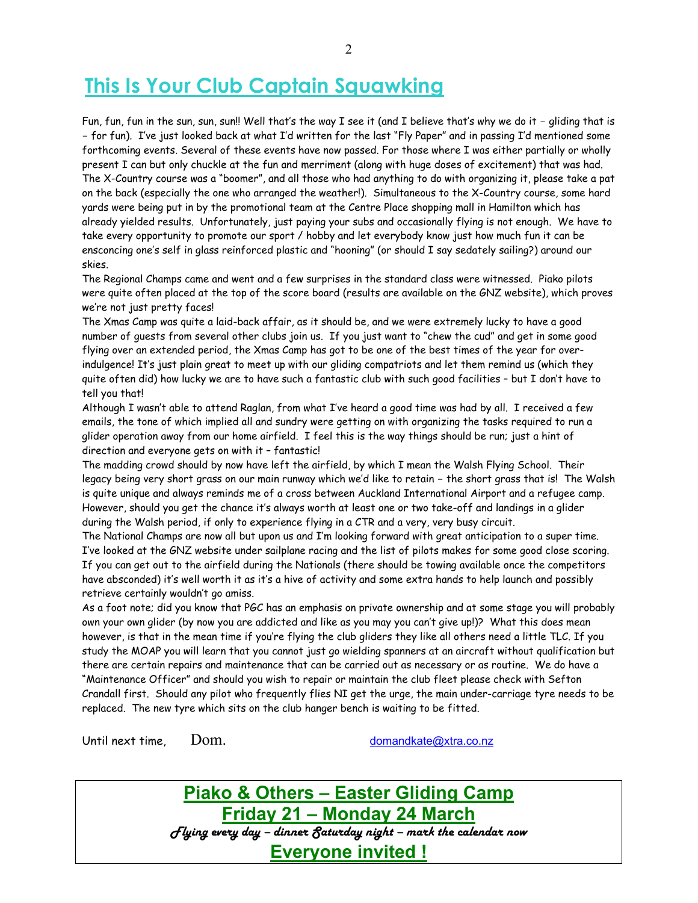# This Is Your Club Captain Squawking

Fun, fun, fun in the sun, sun, sun!! Well that's the way I see it (and I believe that's why we do it – gliding that is – for fun). I've just looked back at what I'd written for the last "Fly Paper" and in passing I'd mentioned some forthcoming events. Several of these events have now passed. For those where I was either partially or wholly present I can but only chuckle at the fun and merriment (along with huge doses of excitement) that was had. The X-Country course was a "boomer", and all those who had anything to do with organizing it, please take a pat on the back (especially the one who arranged the weather!). Simultaneous to the X-Country course, some hard yards were being put in by the promotional team at the Centre Place shopping mall in Hamilton which has already yielded results. Unfortunately, just paying your subs and occasionally flying is not enough. We have to take every opportunity to promote our sport / hobby and let everybody know just how much fun it can be ensconcing one's self in glass reinforced plastic and "hooning" (or should I say sedately sailing?) around our skies.

The Regional Champs came and went and a few surprises in the standard class were witnessed. Piako pilots were quite often placed at the top of the score board (results are available on the GNZ website), which proves we're not just pretty faces!

The Xmas Camp was quite a laid-back affair, as it should be, and we were extremely lucky to have a good number of guests from several other clubs join us. If you just want to "chew the cud" and get in some good flying over an extended period, the Xmas Camp has got to be one of the best times of the year for over-indulgence! It's just plain great to meet up with our gliding compatriots and let them remind us (which they quite often did) how lucky we are to have such a fantastic club with such good facilities – but I don't have to tell you that!

Although I wasn't able to attend Raglan, from what I've heard a good time was had by all. I received a few emails, the tone of which implied all and sundry were getting on with organizing the tasks required to run a glider operation away from our home airfield. I feel this is the way things should be run; just a hint of direction and everyone gets on with it – fantastic!

The madding crowd should by now have left the airfield, by which I mean the Walsh Flying School. Their legacy being very short grass on our main runway which we'd like to retain – the short grass that is! The Walsh is quite unique and always reminds me of a cross between Auckland International Airport and a refugee camp. However, should you get the chance it's always worth at least one or two take-off and landings in a glider during the Walsh period, if only to experience flying in a CTR and a very, very busy circuit.

The National Champs are now all but upon us and I'm looking forward with great anticipation to a super time. I've looked at the GNZ website under sailplane racing and the list of pilots makes for some good close scoring. If you can get out to the airfield during the Nationals (there should be towing available once the competitors have absconded) it's well worth it as it's a hive of activity and some extra hands to help launch and possibly retrieve certainly wouldn't go amiss.

As a foot note; did you know that PGC has an emphasis on private ownership and at some stage you will probably own your own glider (by now you are addicted and like as you may you can't give up!)? What this does mean however, is that in the mean time if you're flying the club gliders they like all others need a little TLC. If you study the MOAP you will learn that you cannot just go wielding spanners at an aircraft without qualification but there are certain repairs and maintenance that can be carried out as necessary or as routine. We do have a "Maintenance Officer" and should you wish to repair or maintain the club fleet please check with Sefton Crandall first. Should any pilot who frequently flies NI get the urge, the main under-carriage tyre needs to be replaced. The new tyre which sits on the club hanger bench is waiting to be fitted.

Until next time, Dom. domandkate@xtra.co.nz

---

## Piako & Others – Easter Gliding Camp
## Friday 21 – Monday 24 March

*Flying every day – dinner Saturday night – mark the calendar now*

## Everyone invited !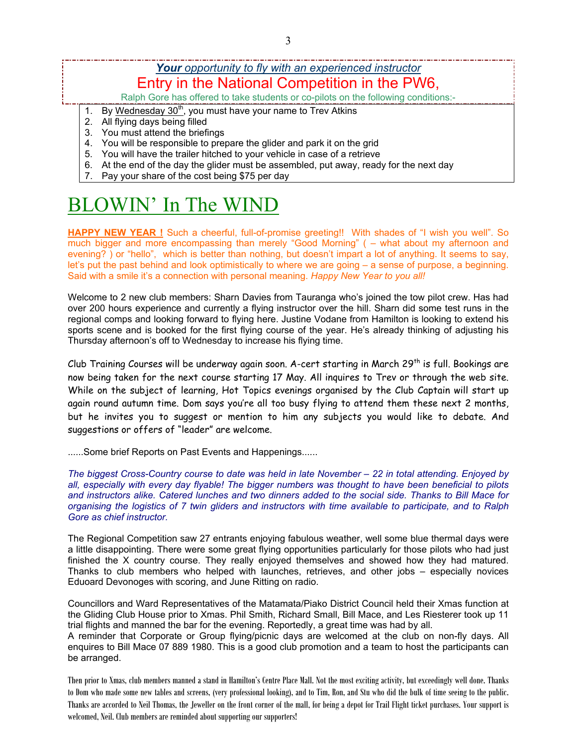***Your** opportunity to fly with an experienced instructor*

## Entry in the National Competition in the PW6,

Ralph Gore has offered to take students or co-pilots on the following conditions:-

1. By Wednesday 30th, you must have your name to Trev Atkins
2. All flying days being filled
3. You must attend the briefings
4. You will be responsible to prepare the glider and park it on the grid
5. You will have the trailer hitched to your vehicle in case of a retrieve
6. At the end of the day the glider must be assembled, put away, ready for the next day
7. Pay your share of the cost being $75 per day

# BLOWIN' In The WIND

**HAPPY NEW YEAR !** Such a cheerful, full-of-promise greeting!! With shades of "I wish you well". So much bigger and more encompassing than merely "Good Morning" ( – what about my afternoon and evening? ) or "hello", which is better than nothing, but doesn't impart a lot of anything. It seems to say, let's put the past behind and look optimistically to where we are going – a sense of purpose, a beginning. Said with a smile it's a connection with personal meaning. *Happy New Year to you all!*

Welcome to 2 new club members: Sharn Davies from Tauranga who's joined the tow pilot crew. Has had over 200 hours experience and currently a flying instructor over the hill. Sharn did some test runs in the regional comps and looking forward to flying here. Justine Vodane from Hamilton is looking to extend his sports scene and is booked for the first flying course of the year. He's already thinking of adjusting his Thursday afternoon's off to Wednesday to increase his flying time.

Club Training Courses will be underway again soon. A-cert starting in March 29th is full. Bookings are now being taken for the next course starting 17 May. All inquires to Trev or through the web site. While on the subject of learning, Hot Topics evenings organised by the Club Captain will start up again round autumn time. Dom says you're all too busy flying to attend them these next 2 months, but he invites you to suggest or mention to him any subjects you would like to debate. And suggestions or offers of "leader" are welcome.

......Some brief Reports on Past Events and Happenings......

*The biggest Cross-Country course to date was held in late November – 22 in total attending. Enjoyed by all, especially with every day flyable! The bigger numbers was thought to have been beneficial to pilots and instructors alike. Catered lunches and two dinners added to the social side. Thanks to Bill Mace for organising the logistics of 7 twin gliders and instructors with time available to participate, and to Ralph Gore as chief instructor.*

The Regional Competition saw 27 entrants enjoying fabulous weather, well some blue thermal days were a little disappointing. There were some great flying opportunities particularly for those pilots who had just finished the X country course. They really enjoyed themselves and showed how they had matured. Thanks to club members who helped with launches, retrieves, and other jobs – especially novices Eduoard Devonoges with scoring, and June Ritting on radio.

Councillors and Ward Representatives of the Matamata/Piako District Council held their Xmas function at the Gliding Club House prior to Xmas. Phil Smith, Richard Small, Bill Mace, and Les Riesterer took up 11 trial flights and manned the bar for the evening. Reportedly, a great time was had by all.
A reminder that Corporate or Group flying/picnic days are welcomed at the club on non-fly days. All enquires to Bill Mace 07 889 1980. This is a good club promotion and a team to host the participants can be arranged.

Then prior to Xmas, club members manned a stand in Hamilton's Centre Place Mall. Not the most exciting activity, but exceedingly well done. Thanks to Dom who made some new tables and screens, (very professional looking), and to Tim, Ron, and Stu who did the bulk of time seeing to the public. Thanks are accorded to Neil Thomas, the Jeweller on the front corner of the mall, for being a depot for Trail Flight ticket purchases. Your support is welcomed, Neil. Club members are reminded about supporting our supporters!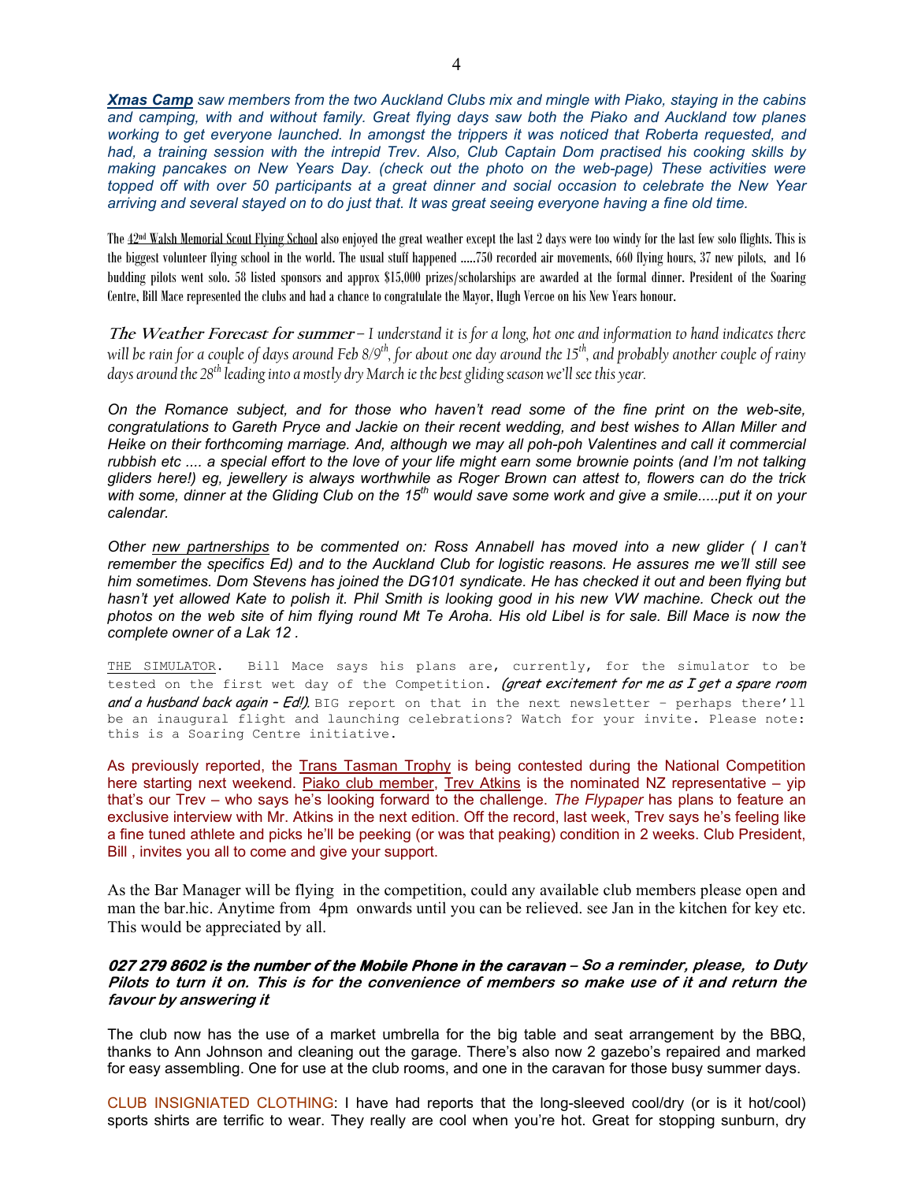***Xmas Camp** saw members from the two Auckland Clubs mix and mingle with Piako, staying in the cabins and camping, with and without family. Great flying days saw both the Piako and Auckland tow planes working to get everyone launched. In amongst the trippers it was noticed that Roberta requested, and had, a training session with the intrepid Trev. Also, Club Captain Dom practised his cooking skills by making pancakes on New Years Day. (check out the photo on the web-page) These activities were topped off with over 50 participants at a great dinner and social occasion to celebrate the New Year arriving and several stayed on to do just that. It was great seeing everyone having a fine old time.*

The 42nd Walsh Memorial Scout Flying School also enjoyed the great weather except the last 2 days were too windy for the last few solo flights. This is the biggest volunteer flying school in the world. The usual stuff happened .....750 recorded air movements, 660 flying hours, 37 new pilots, and 16 budding pilots went solo. 58 listed sponsors and approx $15,000 prizes/scholarships are awarded at the formal dinner. President of the Soaring Centre, Bill Mace represented the clubs and had a chance to congratulate the Mayor, Hugh Vercoe on his New Years honour.

***The Weather Forecast for summer*** *– I understand it is for a long, hot one and information to hand indicates there will be rain for a couple of days around Feb 8/9th, for about one day around the 15th, and probably another couple of rainy days around the 28th leading into a mostly dry March ie the best gliding season we'll see this year.*

*On the Romance subject, and for those who haven't read some of the fine print on the web-site, congratulations to Gareth Pryce and Jackie on their recent wedding, and best wishes to Allan Miller and Heike on their forthcoming marriage. And, although we may all poh-poh Valentines and call it commercial rubbish etc .... a special effort to the love of your life might earn some brownie points (and I'm not talking gliders here!) eg, jewellery is always worthwhile as Roger Brown can attest to, flowers can do the trick with some, dinner at the Gliding Club on the 15th would save some work and give a smile.....put it on your calendar.*

*Other new partnerships to be commented on: Ross Annabell has moved into a new glider ( I can't remember the specifics Ed) and to the Auckland Club for logistic reasons. He assures me we'll still see him sometimes. Dom Stevens has joined the DG101 syndicate. He has checked it out and been flying but hasn't yet allowed Kate to polish it. Phil Smith is looking good in his new VW machine. Check out the photos on the web site of him flying round Mt Te Aroha. His old Libel is for sale. Bill Mace is now the complete owner of a Lak 12 .*

THE SIMULATOR. Bill Mace says his plans are, currently, for the simulator to be tested on the first wet day of the Competition. *(great excitement for me as I get a spare room and a husband back again – Ed!).* BIG report on that in the next newsletter – perhaps there'll be an inaugural flight and launching celebrations? Watch for your invite. Please note: this is a Soaring Centre initiative.

As previously reported, the Trans Tasman Trophy is being contested during the National Competition here starting next weekend. Piako club member, Trev Atkins is the nominated NZ representative – yip that's our Trev – who says he's looking forward to the challenge. *The Flypaper* has plans to feature an exclusive interview with Mr. Atkins in the next edition. Off the record, last week, Trev says he's feeling like a fine tuned athlete and picks he'll be peeking (or was that peaking) condition in 2 weeks. Club President, Bill , invites you all to come and give your support.

As the Bar Manager will be flying in the competition, could any available club members please open and man the bar.hic. Anytime from 4pm onwards until you can be relieved. see Jan in the kitchen for key etc. This would be appreciated by all.

***027 279 8602 is the number of the Mobile Phone in the caravan** – So a reminder, please, to Duty Pilots to turn it on. This is for the convenience of members so make use of it and return the favour by answering it*

The club now has the use of a market umbrella for the big table and seat arrangement by the BBQ, thanks to Ann Johnson and cleaning out the garage. There's also now 2 gazebo's repaired and marked for easy assembling. One for use at the club rooms, and one in the caravan for those busy summer days.

CLUB INSIGNIATED CLOTHING: I have had reports that the long-sleeved cool/dry (or is it hot/cool) sports shirts are terrific to wear. They really are cool when you're hot. Great for stopping sunburn, dry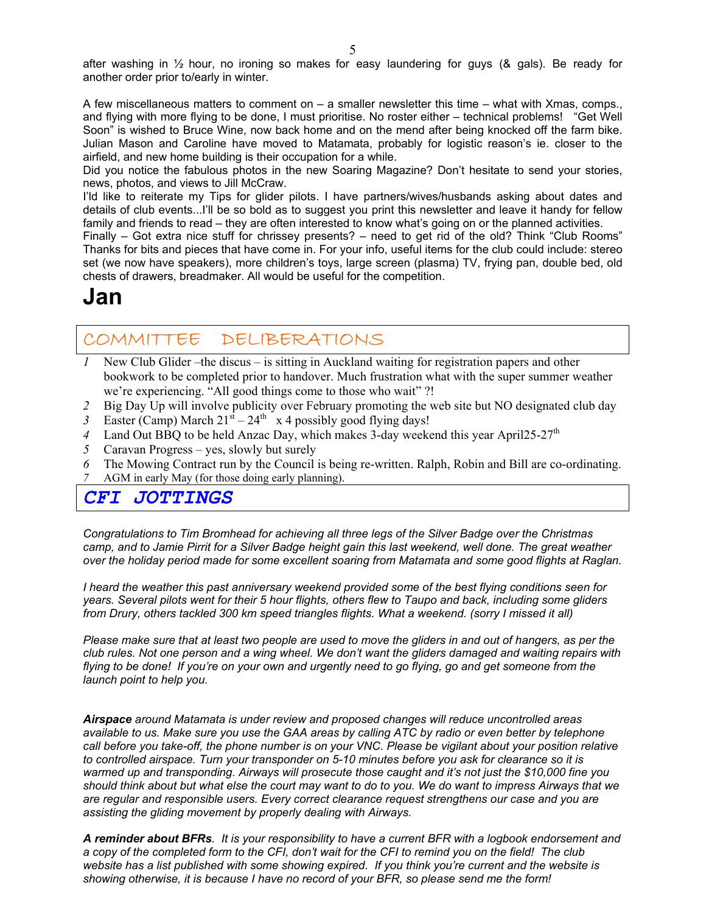after washing in ½ hour, no ironing so makes for easy laundering for guys (& gals). Be ready for another order prior to/early in winter.

A few miscellaneous matters to comment on – a smaller newsletter this time – what with Xmas, comps., and flying with more flying to be done, I must prioritise. No roster either – technical problems! "Get Well Soon" is wished to Bruce Wine, now back home and on the mend after being knocked off the farm bike. Julian Mason and Caroline have moved to Matamata, probably for logistic reason's ie. closer to the airfield, and new home building is their occupation for a while.
Did you notice the fabulous photos in the new Soaring Magazine? Don't hesitate to send your stories, news, photos, and views to Jill McCraw.
I'ld like to reiterate my Tips for glider pilots. I have partners/wives/husbands asking about dates and details of club events...I'll be so bold as to suggest you print this newsletter and leave it handy for fellow family and friends to read – they are often interested to know what's going on or the planned activities.
Finally – Got extra nice stuff for chrissey presents? – need to get rid of the old? Think "Club Rooms" Thanks for bits and pieces that have come in. For your info, useful items for the club could include: stereo set (we now have speakers), more children's toys, large screen (plasma) TV, frying pan, double bed, old chests of drawers, breadmaker. All would be useful for the competition.

# Jan

## COMMITTEE DELIBERATIONS

1. New Club Glider –the discus – is sitting in Auckland waiting for registration papers and other bookwork to be completed prior to handover. Much frustration what with the super summer weather we're experiencing. "All good things come to those who wait" ?!
2. Big Day Up will involve publicity over February promoting the web site but NO designated club day
3. Easter (Camp) March 21st – 24th x 4 possibly good flying days!
4. Land Out BBQ to be held Anzac Day, which makes 3-day weekend this year April25-27th
5. Caravan Progress – yes, slowly but surely
6. The Mowing Contract run by the Council is being re-written. Ralph, Robin and Bill are co-ordinating.
7. AGM in early May (for those doing early planning).

## *CFI JOTTINGS*

*Congratulations to Tim Bromhead for achieving all three legs of the Silver Badge over the Christmas camp, and to Jamie Pirrit for a Silver Badge height gain this last weekend, well done. The great weather over the holiday period made for some excellent soaring from Matamata and some good flights at Raglan.*

*I heard the weather this past anniversary weekend provided some of the best flying conditions seen for years. Several pilots went for their 5 hour flights, others flew to Taupo and back, including some gliders from Drury, others tackled 300 km speed triangles flights. What a weekend. (sorry I missed it all)*

*Please make sure that at least two people are used to move the gliders in and out of hangers, as per the club rules. Not one person and a wing wheel. We don't want the gliders damaged and waiting repairs with flying to be done! If you're on your own and urgently need to go flying, go and get someone from the launch point to help you.*

***Airspace** around Matamata is under review and proposed changes will reduce uncontrolled areas available to us. Make sure you use the GAA areas by calling ATC by radio or even better by telephone call before you take-off, the phone number is on your VNC. Please be vigilant about your position relative to controlled airspace. Turn your transponder on 5-10 minutes before you ask for clearance so it is warmed up and transponding. Airways will prosecute those caught and it's not just the $10,000 fine you should think about but what else the court may want to do to you. We do want to impress Airways that we are regular and responsible users. Every correct clearance request strengthens our case and you are assisting the gliding movement by properly dealing with Airways.*

***A reminder about BFRs**. It is your responsibility to have a current BFR with a logbook endorsement and a copy of the completed form to the CFI, don't wait for the CFI to remind you on the field! The club website has a list published with some showing expired. If you think you're current and the website is showing otherwise, it is because I have no record of your BFR, so please send me the form!*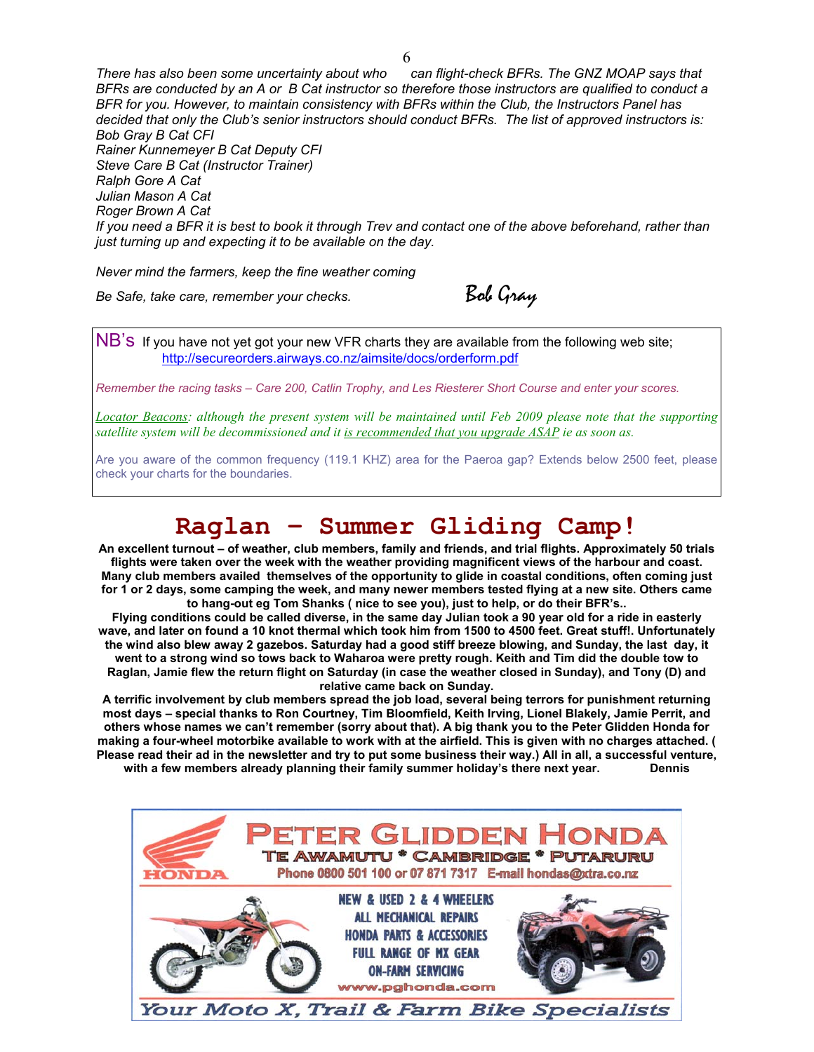*There has also been some uncertainty about who can flight-check BFRs. The GNZ MOAP says that BFRs are conducted by an A or B Cat instructor so therefore those instructors are qualified to conduct a BFR for you. However, to maintain consistency with BFRs within the Club, the Instructors Panel has decided that only the Club's senior instructors should conduct BFRs. The list of approved instructors is:*
*Bob Gray B Cat CFI*
*Rainer Kunnemeyer B Cat Deputy CFI*
*Steve Care B Cat (Instructor Trainer)*
*Ralph Gore A Cat*
*Julian Mason A Cat*
*Roger Brown A Cat*
*If you need a BFR it is best to book it through Trev and contact one of the above beforehand, rather than just turning up and expecting it to be available on the day.*

*Never mind the farmers, keep the fine weather coming*

*Be Safe, take care, remember your checks.*

Bob Gray

NB's If you have not yet got your new VFR charts they are available from the following web site; http://secureorders.airways.co.nz/aimsite/docs/orderform.pdf

*Remember the racing tasks – Care 200, Catlin Trophy, and Les Riesterer Short Course and enter your scores.*

*Locator Beacons: although the present system will be maintained until Feb 2009 please note that the supporting satellite system will be decommissioned and it is recommended that you upgrade ASAP ie as soon as.*

Are you aware of the common frequency (119.1 KHZ) area for the Paeroa gap? Extends below 2500 feet, please check your charts for the boundaries.

# Raglan – Summer Gliding Camp!

**An excellent turnout – of weather, club members, family and friends, and trial flights. Approximately 50 trials flights were taken over the week with the weather providing magnificent views of the harbour and coast. Many club members availed themselves of the opportunity to glide in coastal conditions, often coming just for 1 or 2 days, some camping the week, and many newer members tested flying at a new site. Others came to hang-out eg Tom Shanks ( nice to see you), just to help, or do their BFR's..**

**Flying conditions could be called diverse, in the same day Julian took a 90 year old for a ride in easterly wave, and later on found a 10 knot thermal which took him from 1500 to 4500 feet. Great stuff!. Unfortunately the wind also blew away 2 gazebos. Saturday had a good stiff breeze blowing, and Sunday, the last day, it went to a strong wind so tows back to Waharoa were pretty rough. Keith and Tim did the double tow to Raglan, Jamie flew the return flight on Saturday (in case the weather closed in Sunday), and Tony (D) and relative came back on Sunday.**

**A terrific involvement by club members spread the job load, several being terrors for punishment returning most days – special thanks to Ron Courtney, Tim Bloomfield, Keith Irving, Lionel Blakely, Jamie Perrit, and others whose names we can't remember (sorry about that). A big thank you to the Peter Glidden Honda for making a four-wheel motorbike available to work with at the airfield. This is given with no charges attached. ( Please read their ad in the newsletter and try to put some business their way.) All in all, a successful venture, with a few members already planning their family summer holiday's there next year. Dennis**

PETER GLIDDEN HONDA
TE AWAMUTU * CAMBRIDGE * PUTARURU
Phone 0800 501 100 or 07 871 7317 E-mail hondas@xtra.co.nz

NEW & USED 2 & 4 WHEELERS
ALL MECHANICAL REPAIRS
HONDA PARTS & ACCESSORIES
FULL RANGE OF MX GEAR
ON-FARM SERVICING
www.pghonda.com

*Your Moto X, Trail & Farm Bike Specialists*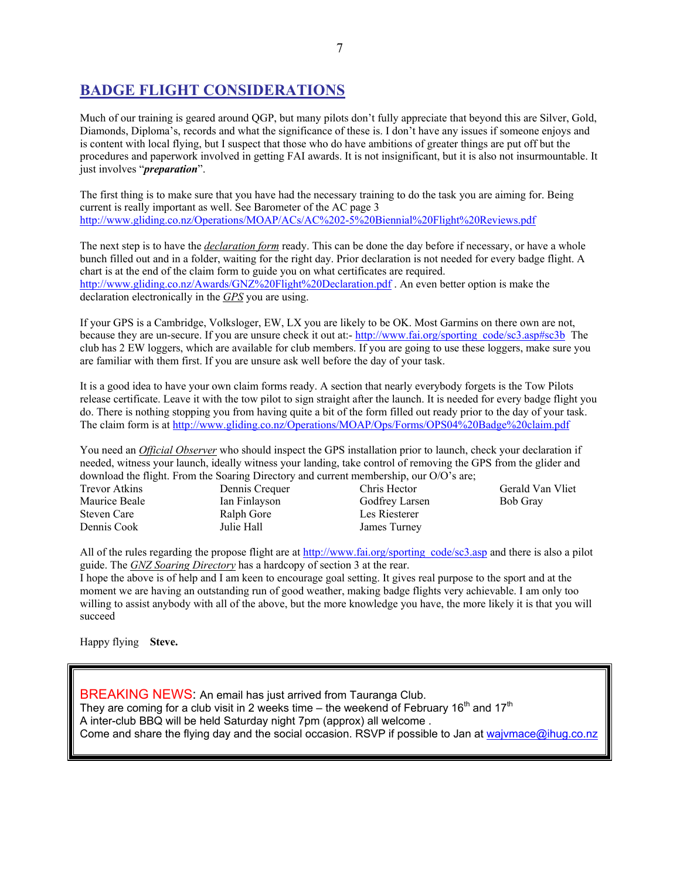## BADGE FLIGHT CONSIDERATIONS

Much of our training is geared around QGP, but many pilots don't fully appreciate that beyond this are Silver, Gold, Diamonds, Diploma's, records and what the significance of these is. I don't have any issues if someone enjoys and is content with local flying, but I suspect that those who do have ambitions of greater things are put off but the procedures and paperwork involved in getting FAI awards. It is not insignificant, but it is also not insurmountable. It just involves "***preparation***".

The first thing is to make sure that you have had the necessary training to do the task you are aiming for. Being current is really important as well. See Barometer of the AC page 3
http://www.gliding.co.nz/Operations/MOAP/ACs/AC%202-5%20Biennial%20Flight%20Reviews.pdf

The next step is to have the *declaration form* ready. This can be done the day before if necessary, or have a whole bunch filled out and in a folder, waiting for the right day. Prior declaration is not needed for every badge flight. A chart is at the end of the claim form to guide you on what certificates are required.
http://www.gliding.co.nz/Awards/GNZ%20Flight%20Declaration.pdf . An even better option is make the declaration electronically in the *GPS* you are using.

If your GPS is a Cambridge, Volksloger, EW, LX you are likely to be OK. Most Garmins on there own are not, because they are un-secure. If you are unsure check it out at:- http://www.fai.org/sporting_code/sc3.asp#sc3b The club has 2 EW loggers, which are available for club members. If you are going to use these loggers, make sure you are familiar with them first. If you are unsure ask well before the day of your task.

It is a good idea to have your own claim forms ready. A section that nearly everybody forgets is the Tow Pilots release certificate. Leave it with the tow pilot to sign straight after the launch. It is needed for every badge flight you do. There is nothing stopping you from having quite a bit of the form filled out ready prior to the day of your task. The claim form is at http://www.gliding.co.nz/Operations/MOAP/Ops/Forms/OPS04%20Badge%20claim.pdf

You need an *Official Observer* who should inspect the GPS installation prior to launch, check your declaration if needed, witness your launch, ideally witness your landing, take control of removing the GPS from the glider and download the flight. From the Soaring Directory and current membership, our O/O's are;

| | | | |
|---|---|---|---|
| Trevor Atkins | Dennis Crequer | Chris Hector | Gerald Van Vliet |
| Maurice Beale | Ian Finlayson | Godfrey Larsen | Bob Gray |
| Steven Care | Ralph Gore | Les Riesterer | |
| Dennis Cook | Julie Hall | James Turney | |

All of the rules regarding the propose flight are at http://www.fai.org/sporting_code/sc3.asp and there is also a pilot guide. The *GNZ Soaring Directory* has a hardcopy of section 3 at the rear.
I hope the above is of help and I am keen to encourage goal setting. It gives real purpose to the sport and at the moment we are having an outstanding run of good weather, making badge flights very achievable. I am only too willing to assist anybody with all of the above, but the more knowledge you have, the more likely it is that you will succeed

Happy flying **Steve.**

---

BREAKING NEWS: An email has just arrived from Tauranga Club.
They are coming for a club visit in 2 weeks time – the weekend of February 16th and 17th
A inter-club BBQ will be held Saturday night 7pm (approx) all welcome .
Come and share the flying day and the social occasion. RSVP if possible to Jan at wajvmace@ihug.co.nz